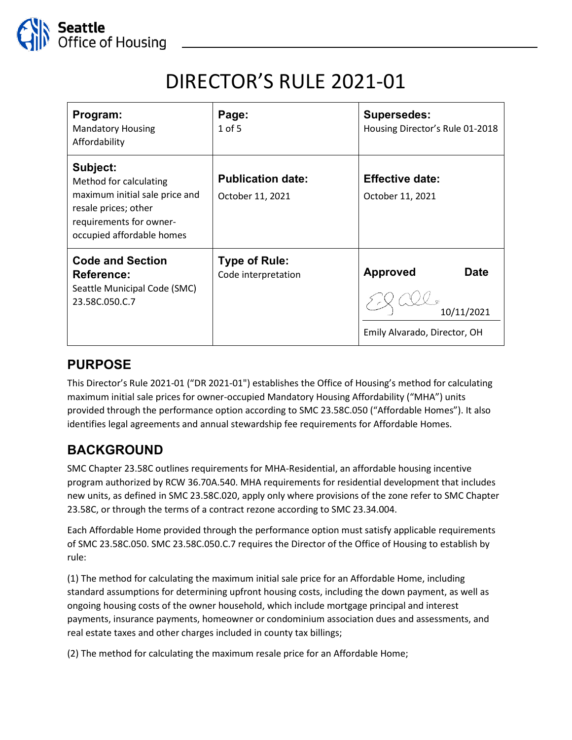# DIRECTOR'S RULE 2021-01

| **Program:** Mandatory Housing Affordability | **Page:** 1 of 5 | **Supersedes:** Housing Director's Rule 01-2018 |
| --- | --- | --- |
| **Subject:** Method for calculating maximum initial sale price and resale prices; other requirements for owner-occupied affordable homes | **Publication date:** October 11, 2021 | **Effective date:** October 11, 2021 |
| **Code and Section Reference:** Seattle Municipal Code (SMC) 23.58C.050.C.7 | **Type of Rule:** Code interpretation | **Approved** **Date** 10/11/2021 Emily Alvarado, Director, OH |

## PURPOSE

This Director's Rule 2021-01 ("DR 2021-01") establishes the Office of Housing's method for calculating maximum initial sale prices for owner-occupied Mandatory Housing Affordability ("MHA") units provided through the performance option according to SMC 23.58C.050 ("Affordable Homes"). It also identifies legal agreements and annual stewardship fee requirements for Affordable Homes.

## BACKGROUND

SMC Chapter 23.58C outlines requirements for MHA-Residential, an affordable housing incentive program authorized by RCW 36.70A.540. MHA requirements for residential development that includes new units, as defined in SMC 23.58C.020, apply only where provisions of the zone refer to SMC Chapter 23.58C, or through the terms of a contract rezone according to SMC 23.34.004.

Each Affordable Home provided through the performance option must satisfy applicable requirements of SMC 23.58C.050. SMC 23.58C.050.C.7 requires the Director of the Office of Housing to establish by rule:

(1) The method for calculating the maximum initial sale price for an Affordable Home, including standard assumptions for determining upfront housing costs, including the down payment, as well as ongoing housing costs of the owner household, which include mortgage principal and interest payments, insurance payments, homeowner or condominium association dues and assessments, and real estate taxes and other charges included in county tax billings;

(2) The method for calculating the maximum resale price for an Affordable Home;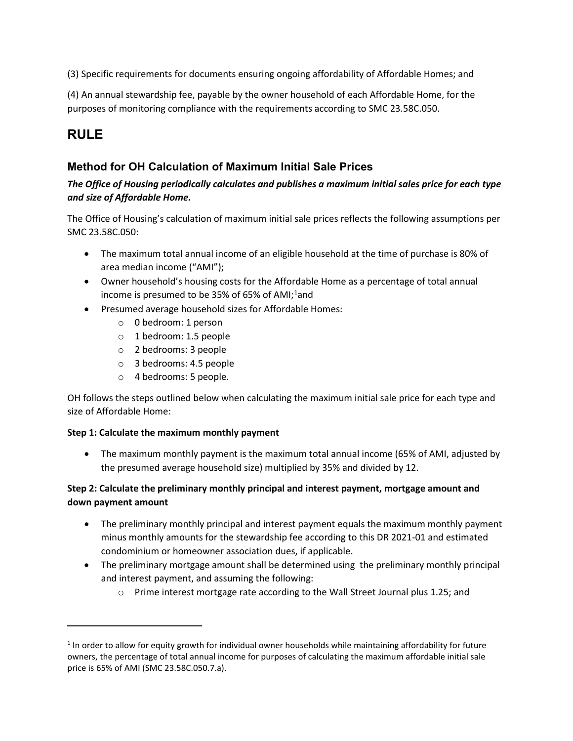(3) Specific requirements for documents ensuring ongoing affordability of Affordable Homes; and

(4) An annual stewardship fee, payable by the owner household of each Affordable Home, for the purposes of monitoring compliance with the requirements according to SMC 23.58C.050.

# RULE

## Method for OH Calculation of Maximum Initial Sale Prices

***The Office of Housing periodically calculates and publishes a maximum initial sales price for each type and size of Affordable Home.***

The Office of Housing's calculation of maximum initial sale prices reflects the following assumptions per SMC 23.58C.050:

- The maximum total annual income of an eligible household at the time of purchase is 80% of area median income ("AMI");
- Owner household's housing costs for the Affordable Home as a percentage of total annual income is presumed to be 35% of 65% of AMI;[1] and
- Presumed average household sizes for Affordable Homes:
    - 0 bedroom: 1 person
    - 1 bedroom: 1.5 people
    - 2 bedrooms: 3 people
    - 3 bedrooms: 4.5 people
    - 4 bedrooms: 5 people.

OH follows the steps outlined below when calculating the maximum initial sale price for each type and size of Affordable Home:

**Step 1: Calculate the maximum monthly payment**

- The maximum monthly payment is the maximum total annual income (65% of AMI, adjusted by the presumed average household size) multiplied by 35% and divided by 12.

**Step 2: Calculate the preliminary monthly principal and interest payment, mortgage amount and down payment amount**

- The preliminary monthly principal and interest payment equals the maximum monthly payment minus monthly amounts for the stewardship fee according to this DR 2021-01 and estimated condominium or homeowner association dues, if applicable.
- The preliminary mortgage amount shall be determined using the preliminary monthly principal and interest payment, and assuming the following:
    - Prime interest mortgage rate according to the Wall Street Journal plus 1.25; and

---

[1] In order to allow for equity growth for individual owner households while maintaining affordability for future owners, the percentage of total annual income for purposes of calculating the maximum affordable initial sale price is 65% of AMI (SMC 23.58C.050.7.a).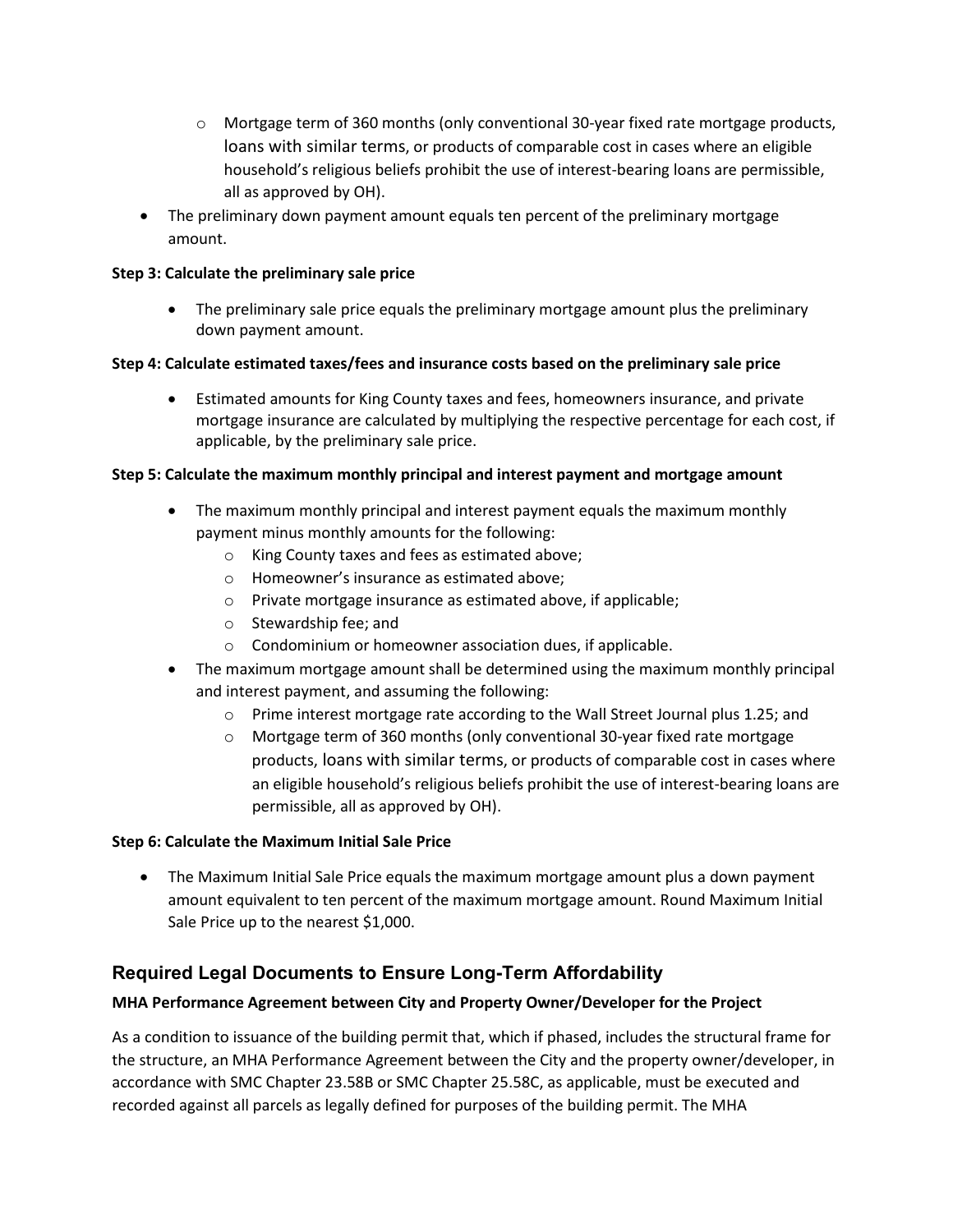- Mortgage term of 360 months (only conventional 30-year fixed rate mortgage products, loans with similar terms, or products of comparable cost in cases where an eligible household's religious beliefs prohibit the use of interest-bearing loans are permissible, all as approved by OH).
- The preliminary down payment amount equals ten percent of the preliminary mortgage amount.

**Step 3: Calculate the preliminary sale price**

- The preliminary sale price equals the preliminary mortgage amount plus the preliminary down payment amount.

**Step 4: Calculate estimated taxes/fees and insurance costs based on the preliminary sale price**

- Estimated amounts for King County taxes and fees, homeowners insurance, and private mortgage insurance are calculated by multiplying the respective percentage for each cost, if applicable, by the preliminary sale price.

**Step 5: Calculate the maximum monthly principal and interest payment and mortgage amount**

- The maximum monthly principal and interest payment equals the maximum monthly payment minus monthly amounts for the following:
  - King County taxes and fees as estimated above;
  - Homeowner's insurance as estimated above;
  - Private mortgage insurance as estimated above, if applicable;
  - Stewardship fee; and
  - Condominium or homeowner association dues, if applicable.
- The maximum mortgage amount shall be determined using the maximum monthly principal and interest payment, and assuming the following:
  - Prime interest mortgage rate according to the Wall Street Journal plus 1.25; and
  - Mortgage term of 360 months (only conventional 30-year fixed rate mortgage products, loans with similar terms, or products of comparable cost in cases where an eligible household's religious beliefs prohibit the use of interest-bearing loans are permissible, all as approved by OH).

**Step 6: Calculate the Maximum Initial Sale Price**

- The Maximum Initial Sale Price equals the maximum mortgage amount plus a down payment amount equivalent to ten percent of the maximum mortgage amount. Round Maximum Initial Sale Price up to the nearest $1,000.

## Required Legal Documents to Ensure Long-Term Affordability

**MHA Performance Agreement between City and Property Owner/Developer for the Project**

As a condition to issuance of the building permit that, which if phased, includes the structural frame for the structure, an MHA Performance Agreement between the City and the property owner/developer, in accordance with SMC Chapter 23.58B or SMC Chapter 25.58C, as applicable, must be executed and recorded against all parcels as legally defined for purposes of the building permit. The MHA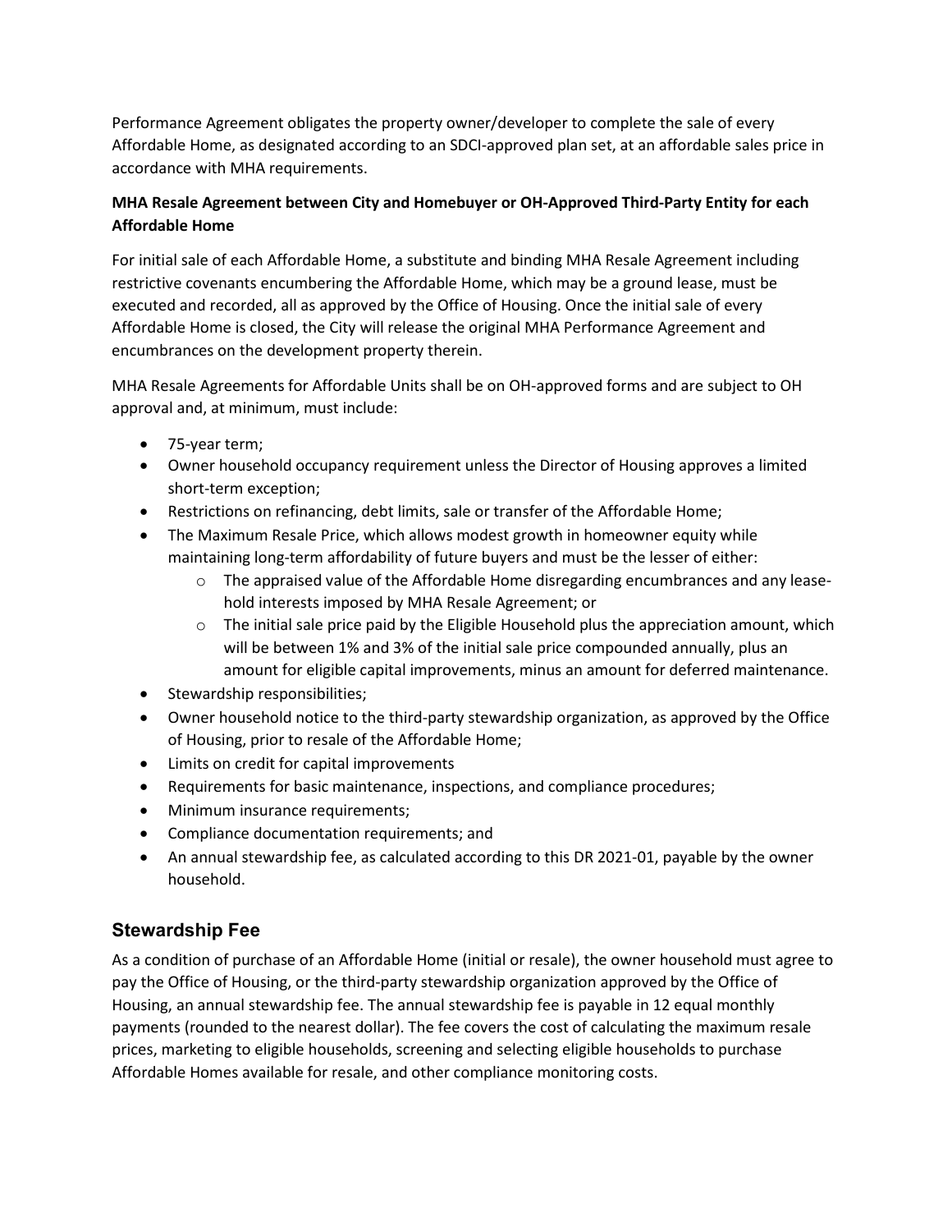Performance Agreement obligates the property owner/developer to complete the sale of every Affordable Home, as designated according to an SDCI-approved plan set, at an affordable sales price in accordance with MHA requirements.

**MHA Resale Agreement between City and Homebuyer or OH-Approved Third-Party Entity for each Affordable Home**

For initial sale of each Affordable Home, a substitute and binding MHA Resale Agreement including restrictive covenants encumbering the Affordable Home, which may be a ground lease, must be executed and recorded, all as approved by the Office of Housing. Once the initial sale of every Affordable Home is closed, the City will release the original MHA Performance Agreement and encumbrances on the development property therein.

MHA Resale Agreements for Affordable Units shall be on OH-approved forms and are subject to OH approval and, at minimum, must include:

- 75-year term;
- Owner household occupancy requirement unless the Director of Housing approves a limited short-term exception;
- Restrictions on refinancing, debt limits, sale or transfer of the Affordable Home;
- The Maximum Resale Price, which allows modest growth in homeowner equity while maintaining long-term affordability of future buyers and must be the lesser of either:
  - The appraised value of the Affordable Home disregarding encumbrances and any lease-hold interests imposed by MHA Resale Agreement; or
  - The initial sale price paid by the Eligible Household plus the appreciation amount, which will be between 1% and 3% of the initial sale price compounded annually, plus an amount for eligible capital improvements, minus an amount for deferred maintenance.
- Stewardship responsibilities;
- Owner household notice to the third-party stewardship organization, as approved by the Office of Housing, prior to resale of the Affordable Home;
- Limits on credit for capital improvements
- Requirements for basic maintenance, inspections, and compliance procedures;
- Minimum insurance requirements;
- Compliance documentation requirements; and
- An annual stewardship fee, as calculated according to this DR 2021-01, payable by the owner household.

## Stewardship Fee

As a condition of purchase of an Affordable Home (initial or resale), the owner household must agree to pay the Office of Housing, or the third-party stewardship organization approved by the Office of Housing, an annual stewardship fee. The annual stewardship fee is payable in 12 equal monthly payments (rounded to the nearest dollar). The fee covers the cost of calculating the maximum resale prices, marketing to eligible households, screening and selecting eligible households to purchase Affordable Homes available for resale, and other compliance monitoring costs.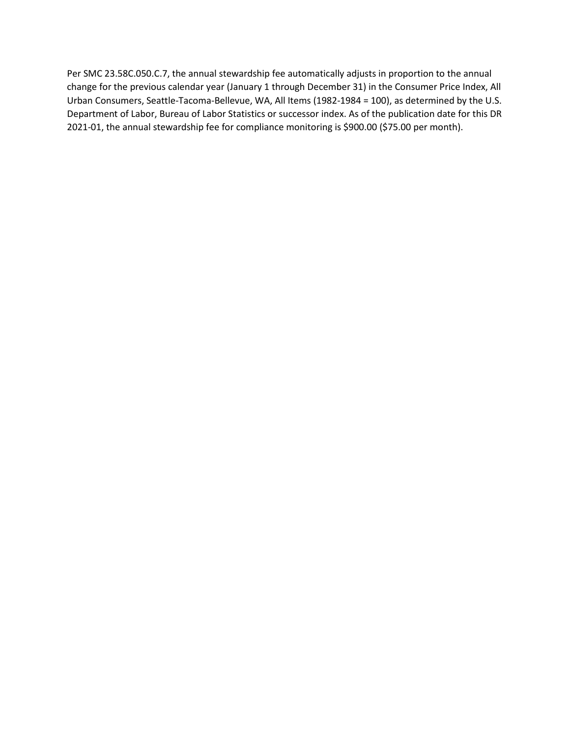Per SMC 23.58C.050.C.7, the annual stewardship fee automatically adjusts in proportion to the annual change for the previous calendar year (January 1 through December 31) in the Consumer Price Index, All Urban Consumers, Seattle-Tacoma-Bellevue, WA, All Items (1982-1984 = 100), as determined by the U.S. Department of Labor, Bureau of Labor Statistics or successor index. As of the publication date for this DR 2021-01, the annual stewardship fee for compliance monitoring is $900.00 ($75.00 per month).